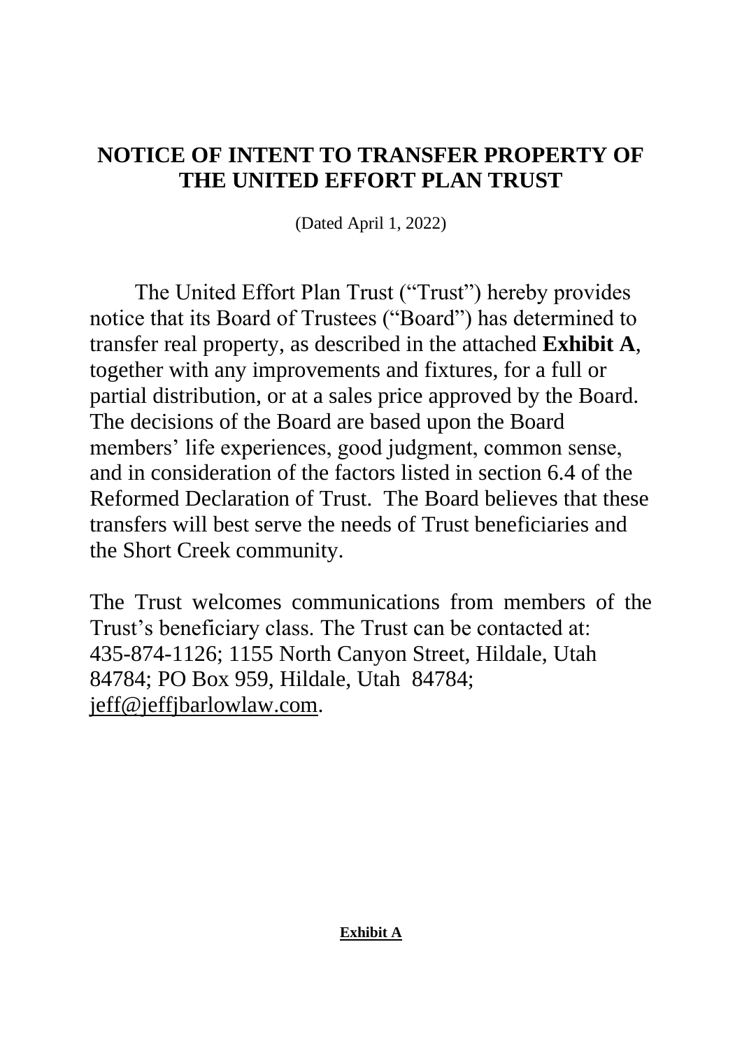# NOTICE OF INTENT TO TRANSFER PROPERTY OF THE UNITED EFFORT PLAN TRUST

(Dated April 1, 2022)

The United Effort Plan Trust ("Trust") hereby provides notice that its Board of Trustees ("Board") has determined to transfer real property, as described in the attached **Exhibit A**, together with any improvements and fixtures, for a full or partial distribution, or at a sales price approved by the Board. The decisions of the Board are based upon the Board members' life experiences, good judgment, common sense, and in consideration of the factors listed in section 6.4 of the Reformed Declaration of Trust. The Board believes that these transfers will best serve the needs of Trust beneficiaries and the Short Creek community.

The Trust welcomes communications from members of the Trust's beneficiary class. The Trust can be contacted at: 435-874-1126; 1155 North Canyon Street, Hildale, Utah 84784; PO Box 959, Hildale, Utah 84784; jeff@jeffjbarlowlaw.com.

**Exhibit A**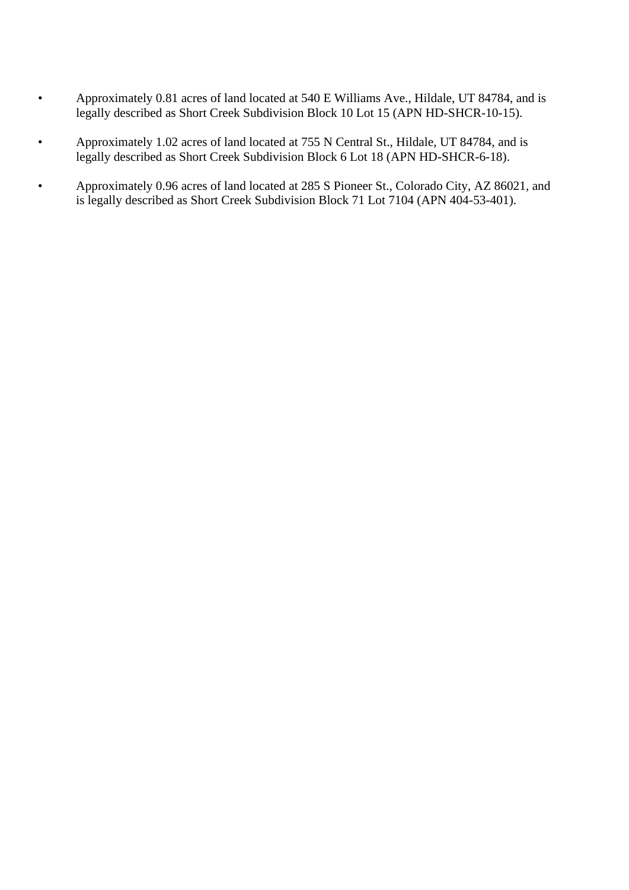- Approximately 0.81 acres of land located at 540 E Williams Ave., Hildale, UT 84784, and is legally described as Short Creek Subdivision Block 10 Lot 15 (APN HD-SHCR-10-15).
- Approximately 1.02 acres of land located at 755 N Central St., Hildale, UT 84784, and is legally described as Short Creek Subdivision Block 6 Lot 18 (APN HD-SHCR-6-18).
- Approximately 0.96 acres of land located at 285 S Pioneer St., Colorado City, AZ 86021, and is legally described as Short Creek Subdivision Block 71 Lot 7104 (APN 404-53-401).